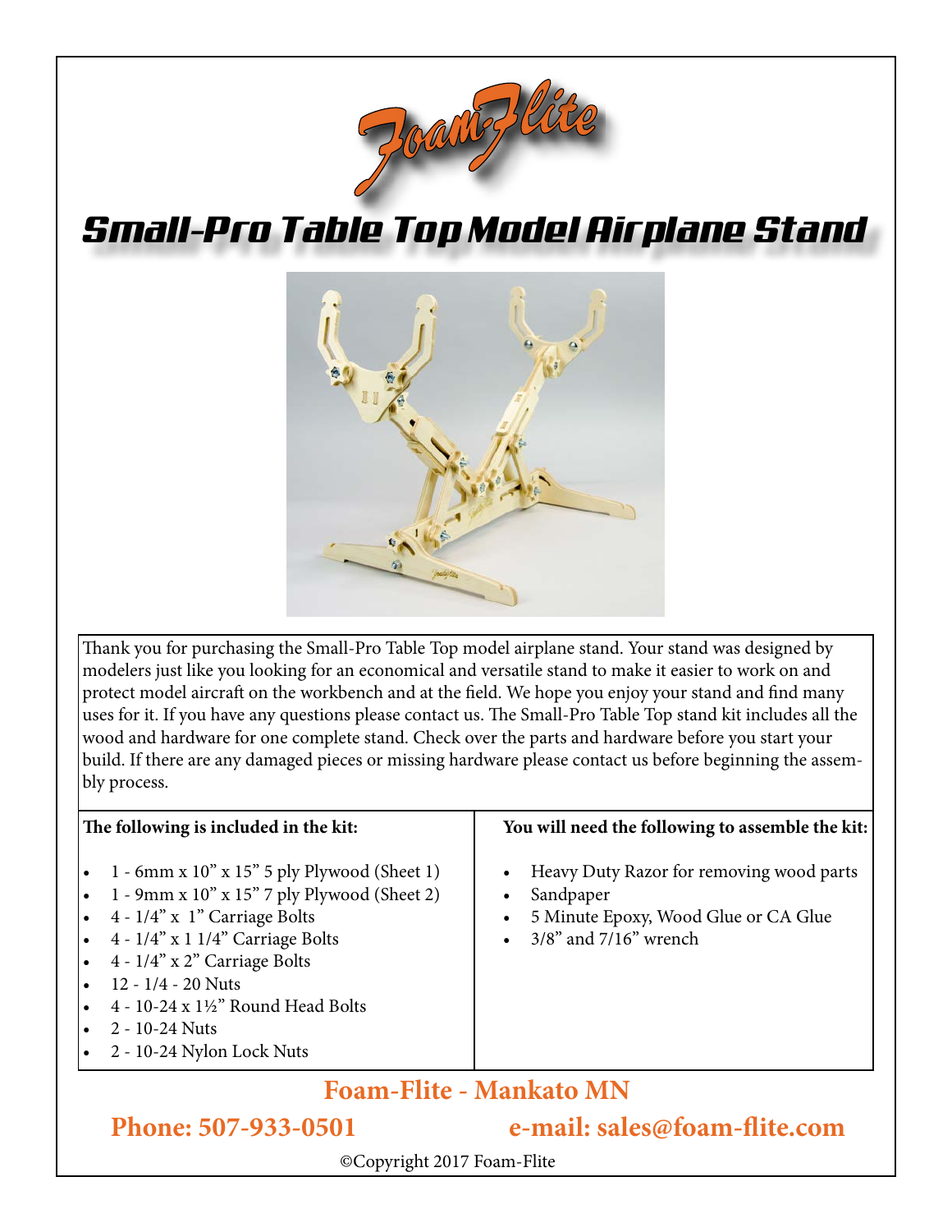# Foam-Flite

# Small-Pro Table Top Model Airplane Stand

Thank you for purchasing the Small-Pro Table Top model airplane stand. Your stand was designed by modelers just like you looking for an economical and versatile stand to make it easier to work on and protect model aircraft on the workbench and at the field. We hope you enjoy your stand and find many uses for it. If you have any questions please contact us. The Small-Pro Table Top stand kit includes all the wood and hardware for one complete stand. Check over the parts and hardware before you start your build. If there are any damaged pieces or missing hardware please contact us before beginning the assembly process.

**The following is included in the kit:**

- 1 - 6mm x 10" x 15" 5 ply Plywood (Sheet 1)
- 1 - 9mm x 10" x 15" 7 ply Plywood (Sheet 2)
- 4 - 1/4" x 1" Carriage Bolts
- 4 - 1/4" x 1 1/4" Carriage Bolts
- 4 - 1/4" x 2" Carriage Bolts
- 12 - 1/4 - 20 Nuts
- 4 - 10-24 x 1½" Round Head Bolts
- 2 - 10-24 Nuts
- 2 - 10-24 Nylon Lock Nuts

**You will need the following to assemble the kit:**

- Heavy Duty Razor for removing wood parts
- Sandpaper
- 5 Minute Epoxy, Wood Glue or CA Glue
- 3/8" and 7/16" wrench

**Foam-Flite - Mankato MN**

**Phone: 507-933-0501** **e-mail: sales@foam-flite.com**

©Copyright 2017 Foam-Flite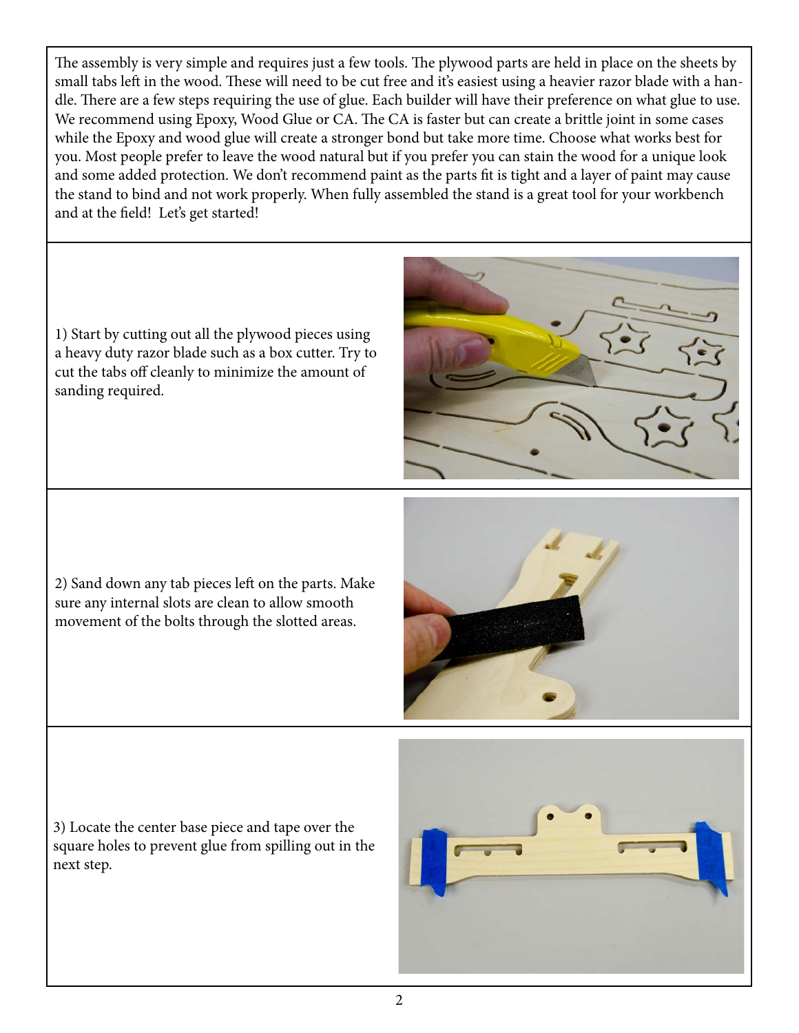The assembly is very simple and requires just a few tools. The plywood parts are held in place on the sheets by small tabs left in the wood. These will need to be cut free and it's easiest using a heavier razor blade with a handle. There are a few steps requiring the use of glue. Each builder will have their preference on what glue to use. We recommend using Epoxy, Wood Glue or CA. The CA is faster but can create a brittle joint in some cases while the Epoxy and wood glue will create a stronger bond but take more time. Choose what works best for you. Most people prefer to leave the wood natural but if you prefer you can stain the wood for a unique look and some added protection. We don't recommend paint as the parts fit is tight and a layer of paint may cause the stand to bind and not work properly. When fully assembled the stand is a great tool for your workbench and at the field! Let's get started!

1) Start by cutting out all the plywood pieces using a heavy duty razor blade such as a box cutter. Try to cut the tabs off cleanly to minimize the amount of sanding required.

2) Sand down any tab pieces left on the parts. Make sure any internal slots are clean to allow smooth movement of the bolts through the slotted areas.

3) Locate the center base piece and tape over the square holes to prevent glue from spilling out in the next step.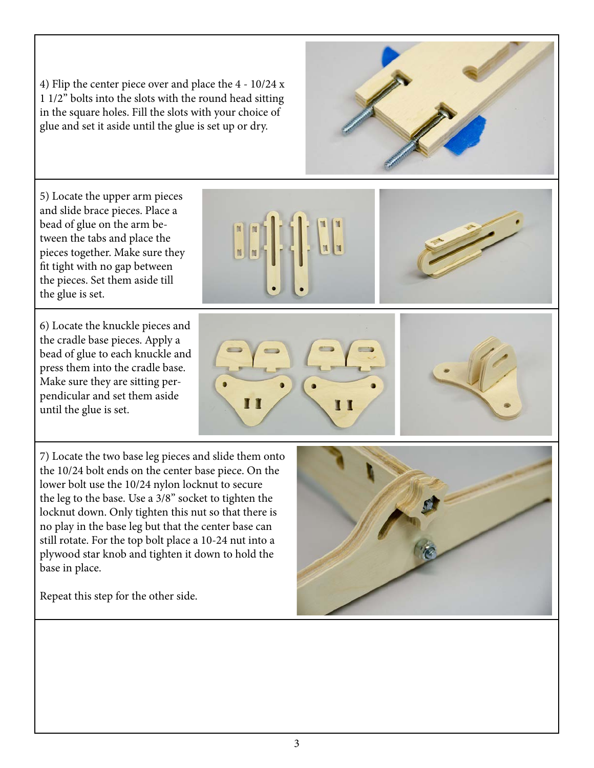4) Flip the center piece over and place the 4 - 10/24 x 1 1/2" bolts into the slots with the round head sitting in the square holes. Fill the slots with your choice of glue and set it aside until the glue is set up or dry.

5) Locate the upper arm pieces and slide brace pieces. Place a bead of glue on the arm between the tabs and place the pieces together. Make sure they fit tight with no gap between the pieces. Set them aside till the glue is set.

6) Locate the knuckle pieces and the cradle base pieces. Apply a bead of glue to each knuckle and press them into the cradle base. Make sure they are sitting perpendicular and set them aside until the glue is set.

7) Locate the two base leg pieces and slide them onto the 10/24 bolt ends on the center base piece. On the lower bolt use the 10/24 nylon locknut to secure the leg to the base. Use a 3/8" socket to tighten the locknut down. Only tighten this nut so that there is no play in the base leg but that the center base can still rotate. For the top bolt place a 10-24 nut into a plywood star knob and tighten it down to hold the base in place.

Repeat this step for the other side.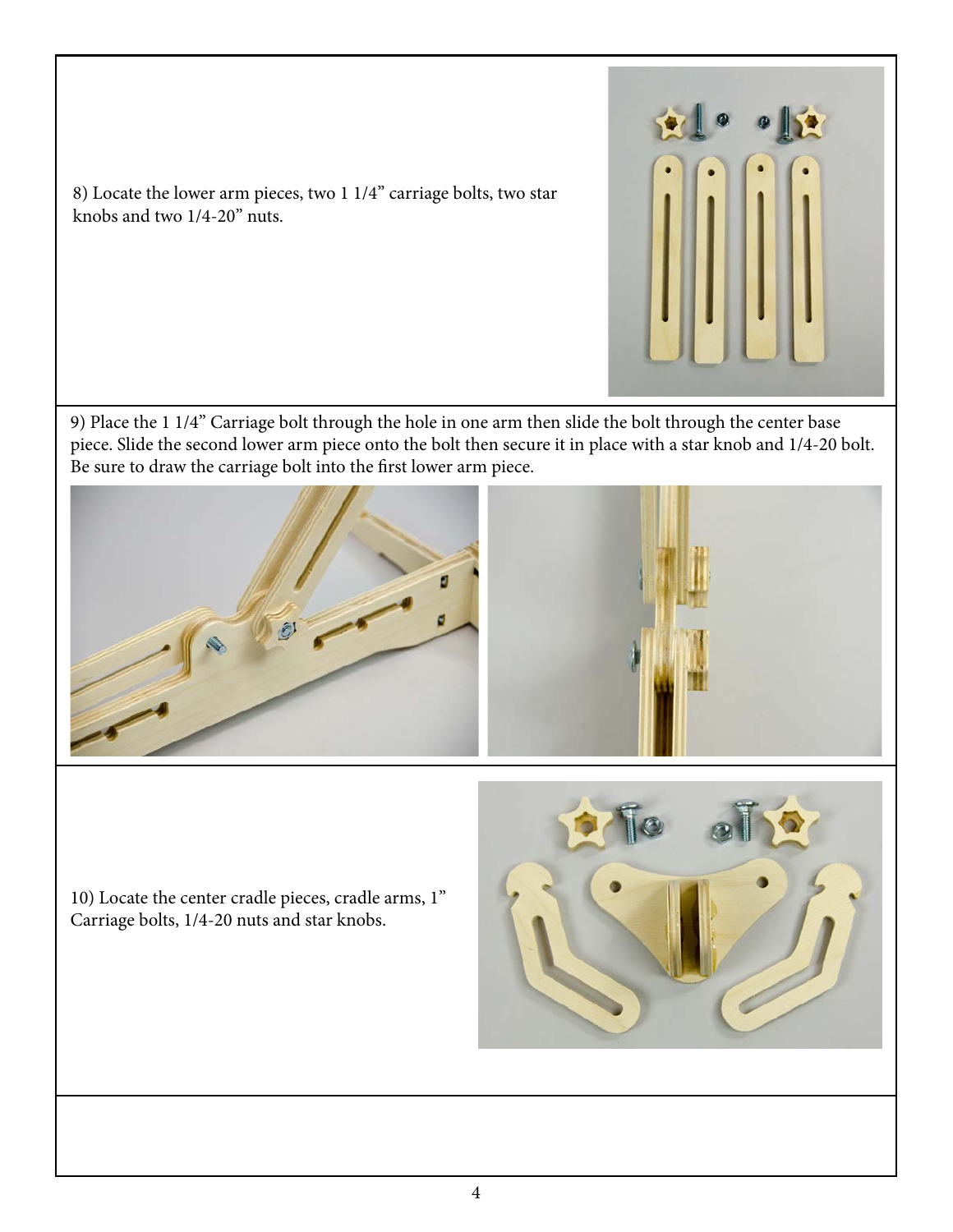8) Locate the lower arm pieces, two 1 1/4” carriage bolts, two star knobs and two 1/4-20” nuts.

9) Place the 1 1/4” Carriage bolt through the hole in one arm then slide the bolt through the center base piece. Slide the second lower arm piece onto the bolt then secure it in place with a star knob and 1/4-20 bolt. Be sure to draw the carriage bolt into the first lower arm piece.

10) Locate the center cradle pieces, cradle arms, 1” Carriage bolts, 1/4-20 nuts and star knobs.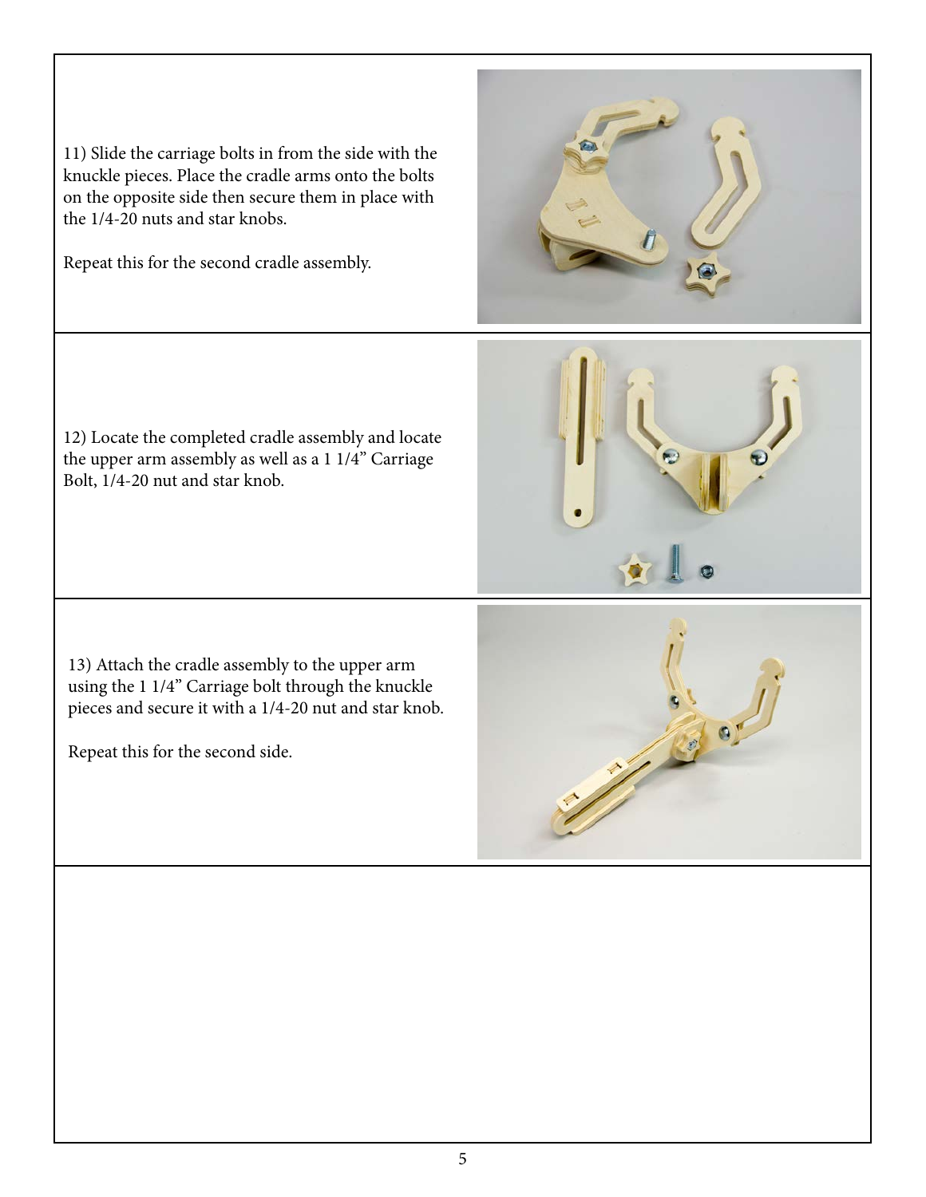11) Slide the carriage bolts in from the side with the knuckle pieces. Place the cradle arms onto the bolts on the opposite side then secure them in place with the 1/4-20 nuts and star knobs.

Repeat this for the second cradle assembly.

12) Locate the completed cradle assembly and locate the upper arm assembly as well as a 1 1/4" Carriage Bolt, 1/4-20 nut and star knob.

13) Attach the cradle assembly to the upper arm using the 1 1/4" Carriage bolt through the knuckle pieces and secure it with a 1/4-20 nut and star knob.

Repeat this for the second side.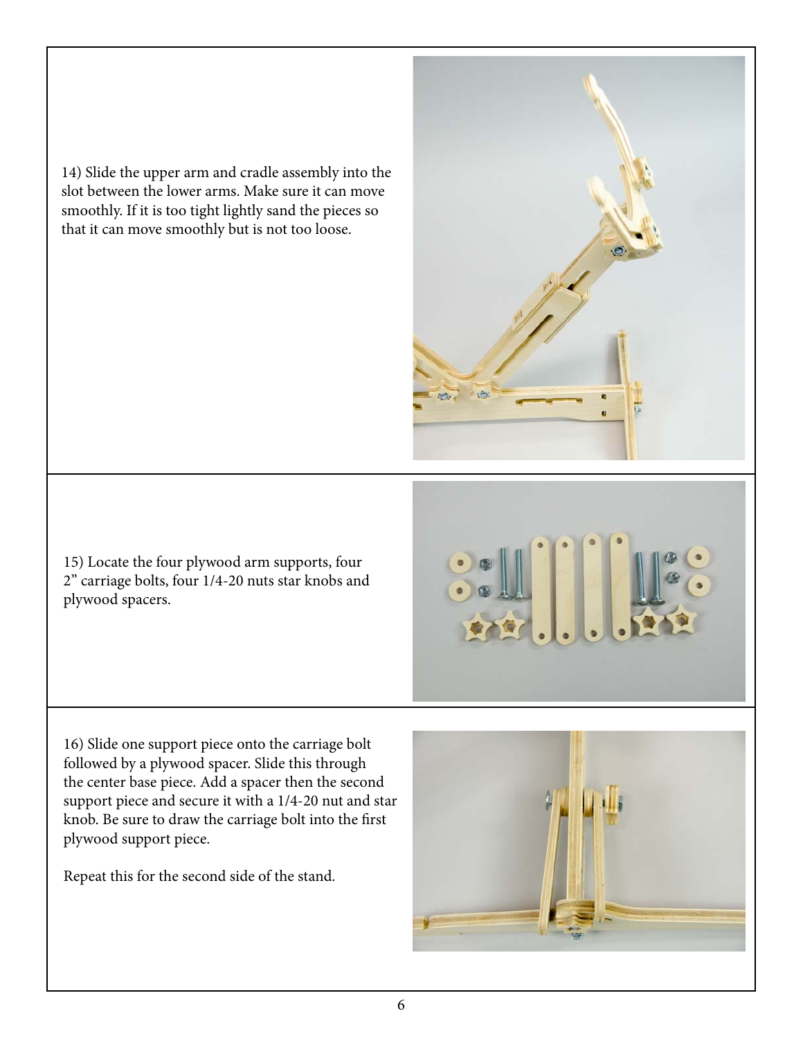14) Slide the upper arm and cradle assembly into the slot between the lower arms. Make sure it can move smoothly. If it is too tight lightly sand the pieces so that it can move smoothly but is not too loose.

15) Locate the four plywood arm supports, four 2" carriage bolts, four 1/4-20 nuts star knobs and plywood spacers.

16) Slide one support piece onto the carriage bolt followed by a plywood spacer. Slide this through the center base piece. Add a spacer then the second support piece and secure it with a 1/4-20 nut and star knob. Be sure to draw the carriage bolt into the first plywood support piece.

Repeat this for the second side of the stand.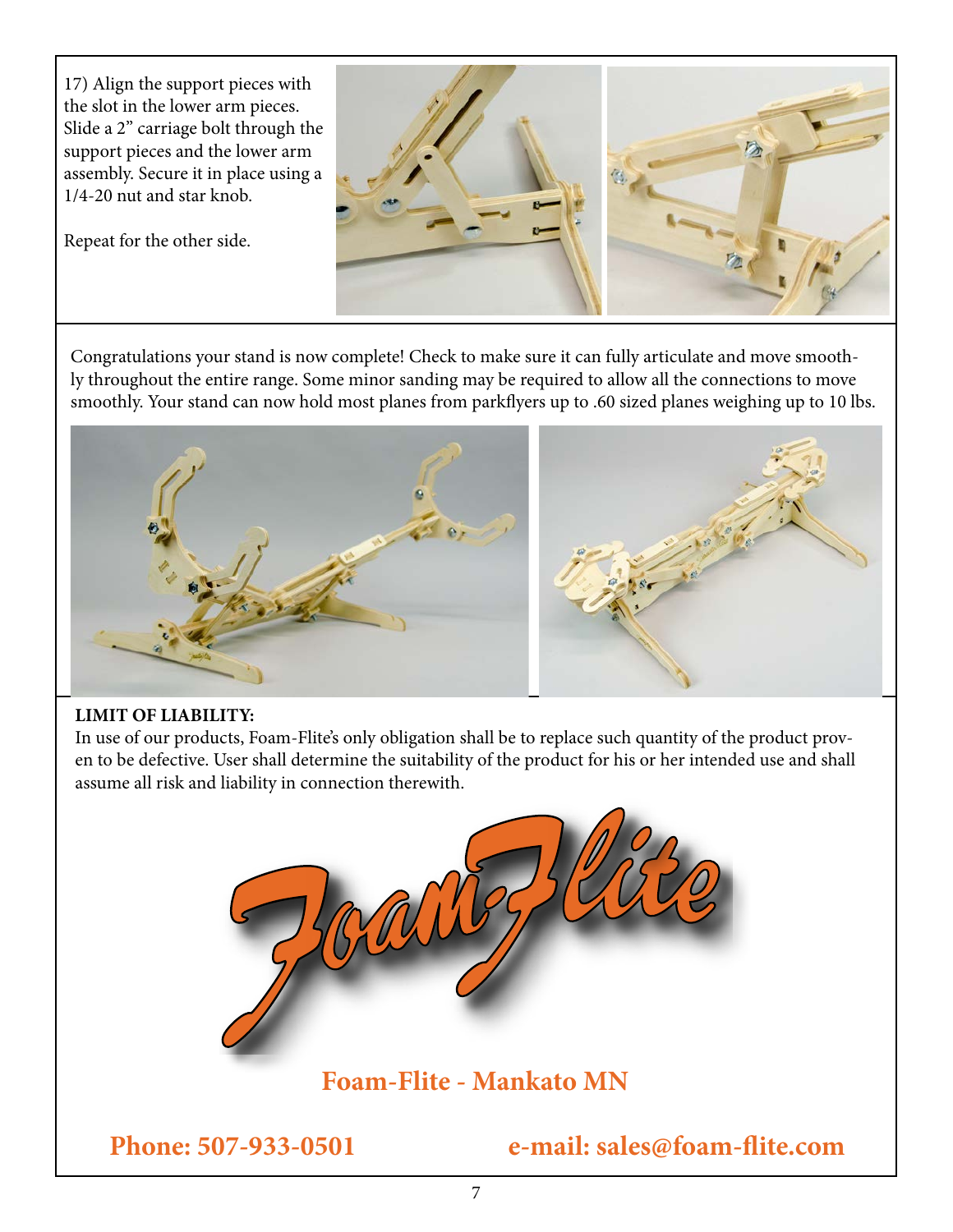17) Align the support pieces with the slot in the lower arm pieces. Slide a 2" carriage bolt through the support pieces and the lower arm assembly. Secure it in place using a 1/4-20 nut and star knob.

Repeat for the other side.

Congratulations your stand is now complete! Check to make sure it can fully articulate and move smoothly throughout the entire range. Some minor sanding may be required to allow all the connections to move smoothly. Your stand can now hold most planes from parkflyers up to .60 sized planes weighing up to 10 lbs.

**LIMIT OF LIABILITY:**
In use of our products, Foam-Flite's only obligation shall be to replace such quantity of the product proven to be defective. User shall determine the suitability of the product for his or her intended use and shall assume all risk and liability in connection therewith.

Foam-Flite

**Foam-Flite - Mankato MN**

**Phone: 507-933-0501** **e-mail: sales@foam-flite.com**